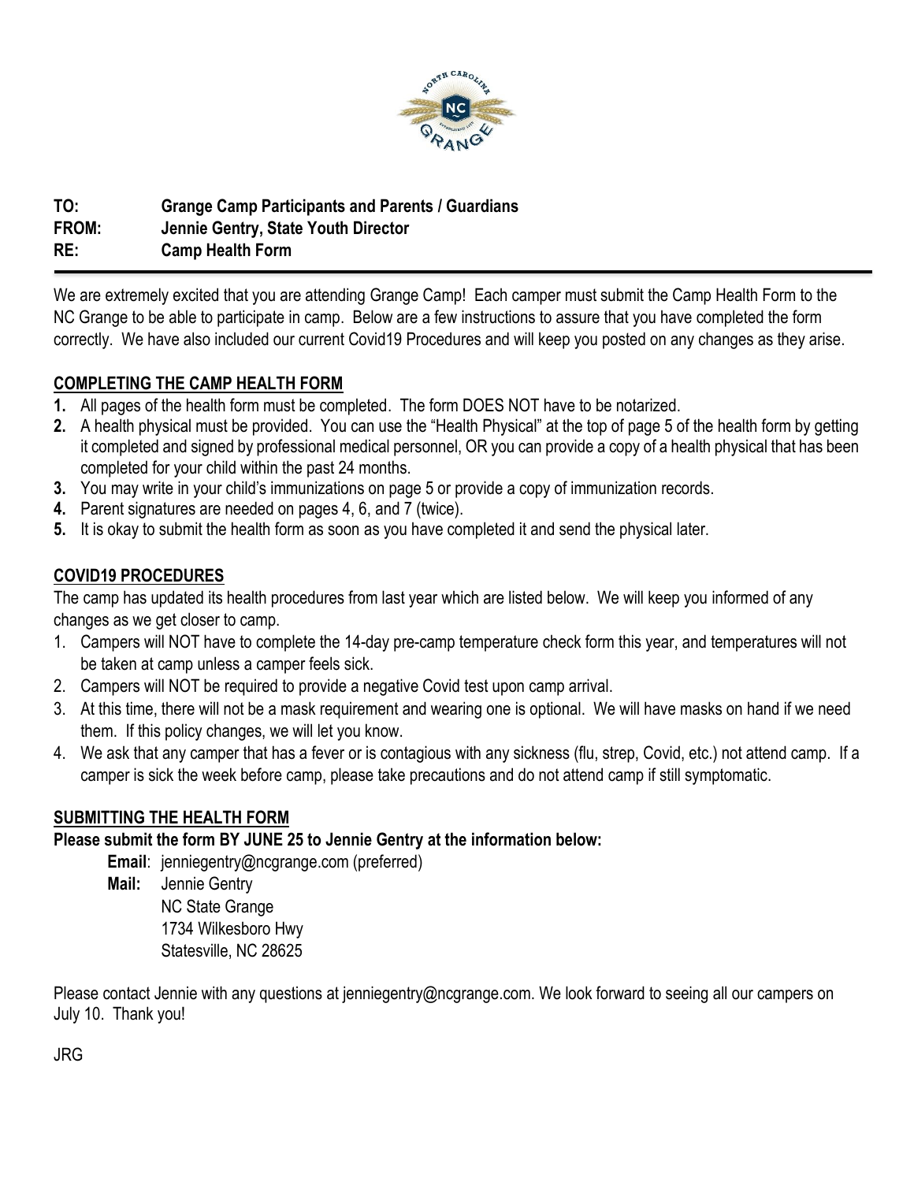**TO:** **Grange Camp Participants and Parents / Guardians**
**FROM:** **Jennie Gentry, State Youth Director**
**RE:** **Camp Health Form**

---

We are extremely excited that you are attending Grange Camp! Each camper must submit the Camp Health Form to the NC Grange to be able to participate in camp. Below are a few instructions to assure that you have completed the form correctly. We have also included our current Covid19 Procedures and will keep you posted on any changes as they arise.

## COMPLETING THE CAMP HEALTH FORM

1. All pages of the health form must be completed. The form DOES NOT have to be notarized.
2. A health physical must be provided. You can use the "Health Physical" at the top of page 5 of the health form by getting it completed and signed by professional medical personnel, OR you can provide a copy of a health physical that has been completed for your child within the past 24 months.
3. You may write in your child's immunizations on page 5 or provide a copy of immunization records.
4. Parent signatures are needed on pages 4, 6, and 7 (twice).
5. It is okay to submit the health form as soon as you have completed it and send the physical later.

## COVID19 PROCEDURES

The camp has updated its health procedures from last year which are listed below. We will keep you informed of any changes as we get closer to camp.

1. Campers will NOT have to complete the 14-day pre-camp temperature check form this year, and temperatures will not be taken at camp unless a camper feels sick.
2. Campers will NOT be required to provide a negative Covid test upon camp arrival.
3. At this time, there will not be a mask requirement and wearing one is optional. We will have masks on hand if we need them. If this policy changes, we will let you know.
4. We ask that any camper that has a fever or is contagious with any sickness (flu, strep, Covid, etc.) not attend camp. If a camper is sick the week before camp, please take precautions and do not attend camp if still symptomatic.

## SUBMITTING THE HEALTH FORM

**Please submit the form BY JUNE 25 to Jennie Gentry at the information below:**

**Email**: jenniegentry@ncgrange.com (preferred)

**Mail:** Jennie Gentry
NC State Grange
1734 Wilkesboro Hwy
Statesville, NC 28625

Please contact Jennie with any questions at jenniegentry@ncgrange.com. We look forward to seeing all our campers on July 10. Thank you!

JRG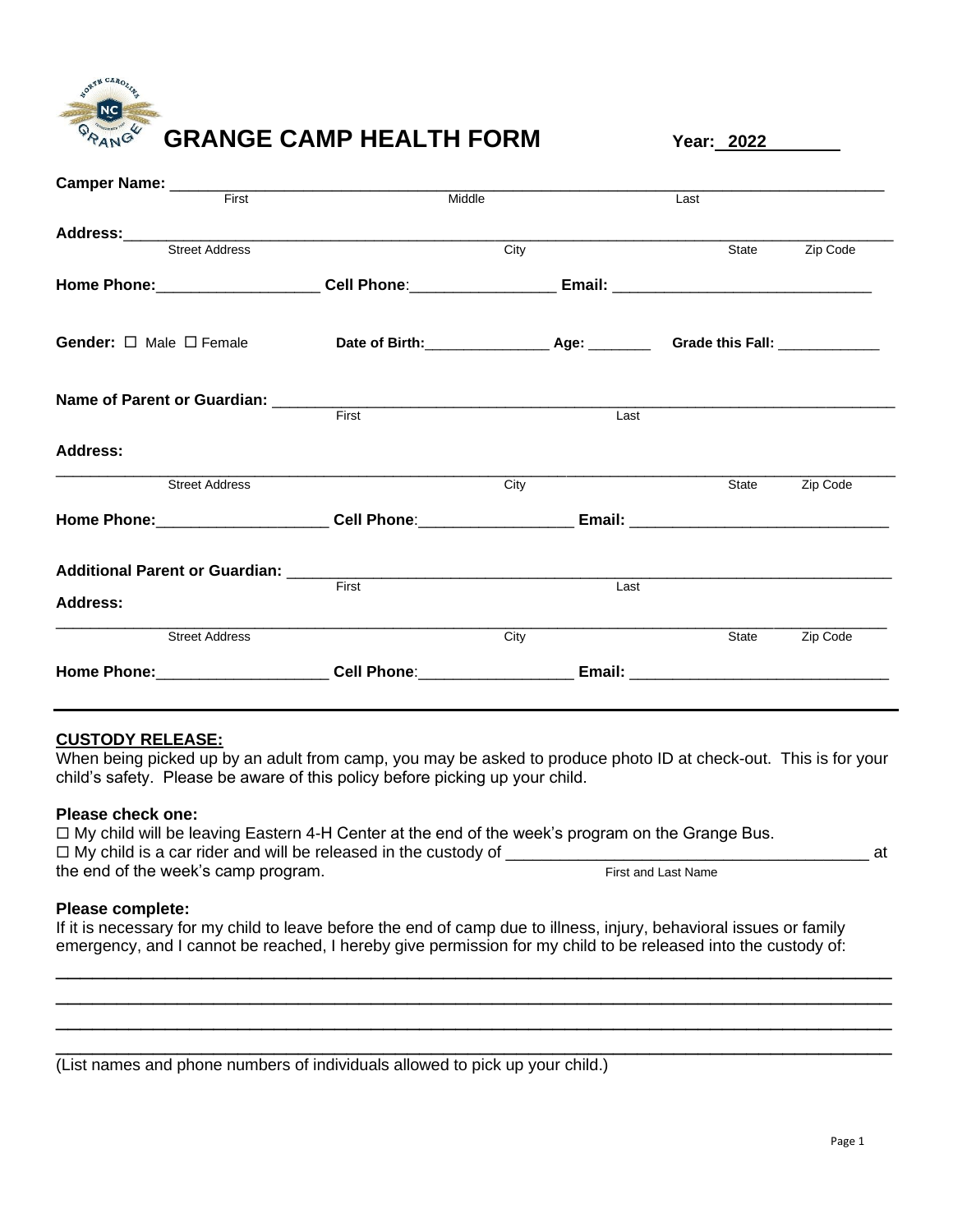# GRANGE CAMP HEALTH FORM

**Year:** 2022

**Camper Name:** ______________________________________________
First Middle Last

**Address:**______________________________________________
Street Address City State Zip Code

**Home Phone:**___________________ **Cell Phone**:_________________ **Email:** ______________________________

**Gender:** ☐ Male ☐ Female **Date of Birth:**________________ **Age:** ________ **Grade this Fall:** _____________

**Name of Parent or Guardian:** ______________________________________________
First Last

**Address:**

______________________________________________
Street Address City State Zip Code

**Home Phone:**____________________ **Cell Phone**:__________________ **Email:** ______________________________

**Additional Parent or Guardian:** ______________________________________________
First Last

**Address:**

______________________________________________
Street Address City State Zip Code

**Home Phone:**____________________ **Cell Phone**:__________________ **Email:** ______________________________

---

**CUSTODY RELEASE:**

When being picked up by an adult from camp, you may be asked to produce photo ID at check-out. This is for your child's safety. Please be aware of this policy before picking up your child.

**Please check one:**

☐ My child will be leaving Eastern 4-H Center at the end of the week's program on the Grange Bus.
☐ My child is a car rider and will be released in the custody of ________________________________________ at the end of the week's camp program.
First and Last Name

**Please complete:**

If it is necessary for my child to leave before the end of camp due to illness, injury, behavioral issues or family emergency, and I cannot be reached, I hereby give permission for my child to be released into the custody of:

______________________________________________
______________________________________________
______________________________________________
______________________________________________

(List names and phone numbers of individuals allowed to pick up your child.)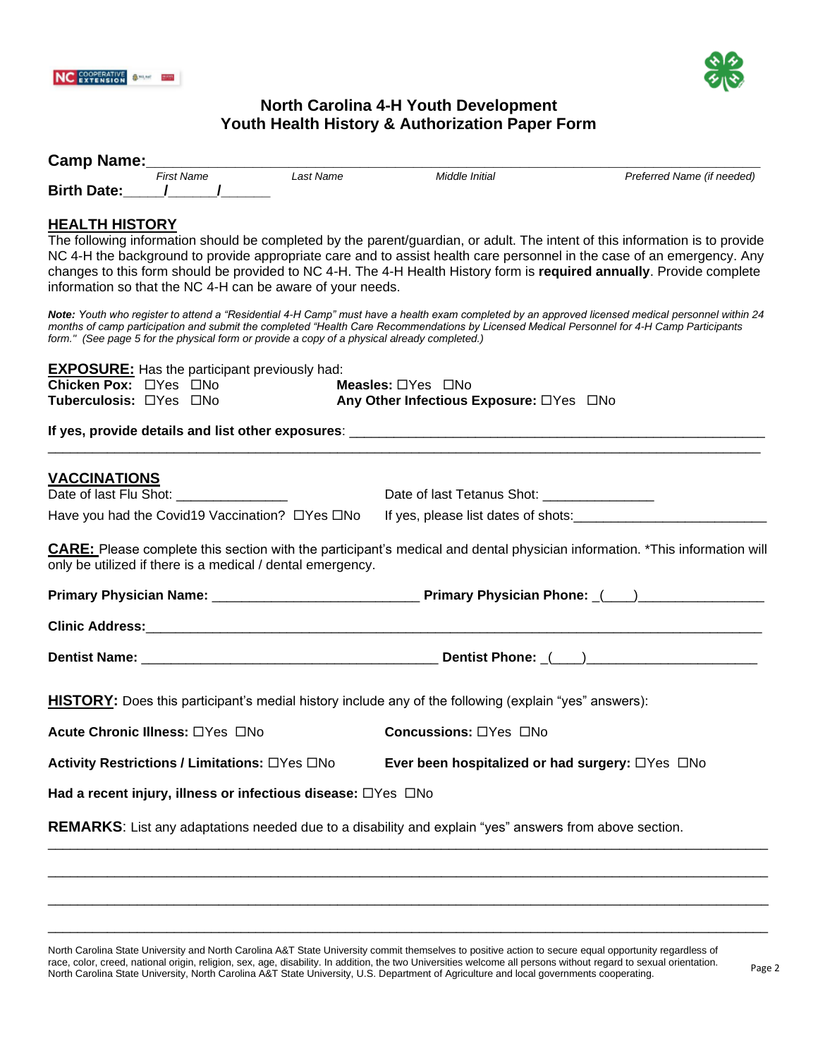# North Carolina 4-H Youth Development
# Youth Health History & Authorization Paper Form

**Camp Name:**_______________________________________________________________

*First Name* *Last Name* *Middle Initial* *Preferred Name (if needed)*

**Birth Date:**_____/______/______

## HEALTH HISTORY

The following information should be completed by the parent/guardian, or adult. The intent of this information is to provide NC 4-H the background to provide appropriate care and to assist health care personnel in the case of an emergency. Any changes to this form should be provided to NC 4-H. The 4-H Health History form is **required annually**. Provide complete information so that the NC 4-H can be aware of your needs.

***Note:*** *Youth who register to attend a "Residential 4-H Camp" must have a health exam completed by an approved licensed medical personnel within 24 months of camp participation and submit the completed "Health Care Recommendations by Licensed Medical Personnel for 4-H Camp Participants form." (See page 5 for the physical form or provide a copy of a physical already completed.)*

**EXPOSURE:** Has the participant previously had:

**Chicken Pox:** ☐Yes ☐No **Measles:** ☐Yes ☐No

**Tuberculosis:** ☐Yes ☐No **Any Other Infectious Exposure:** ☐Yes ☐No

**If yes, provide details and list other exposures**: _______________________________________________

_____________________________________________________________________________

**VACCINATIONS**

Date of last Flu Shot: _______________ Date of last Tetanus Shot: _______________

Have you had the Covid19 Vaccination? ☐Yes ☐No If yes, please list dates of shots:_________________________

**CARE:** Please complete this section with the participant's medical and dental physician information. *This information will only be utilized if there is a medical / dental emergency.

**Primary Physician Name:** ___________________________ **Primary Physician Phone:** _(____)________________

**Clinic Address:**_____________________________________________________________________________

**Dentist Name:** ________________________________________ **Dentist Phone:** _(____)______________________

**HISTORY:** Does this participant's medial history include any of the following (explain "yes" answers):

**Acute Chronic Illness:** ☐Yes ☐No **Concussions:** ☐Yes ☐No

**Activity Restrictions / Limitations:** ☐Yes ☐No **Ever been hospitalized or had surgery:** ☐Yes ☐No

**Had a recent injury, illness or infectious disease:** ☐Yes ☐No

**REMARKS**: List any adaptations needed due to a disability and explain "yes" answers from above section.

_____________________________________________________________________________

_____________________________________________________________________________

_____________________________________________________________________________

_____________________________________________________________________________

North Carolina State University and North Carolina A&T State University commit themselves to positive action to secure equal opportunity regardless of race, color, creed, national origin, religion, sex, age, disability. In addition, the two Universities welcome all persons without regard to sexual orientation. North Carolina State University, North Carolina A&T State University, U.S. Department of Agriculture and local governments cooperating.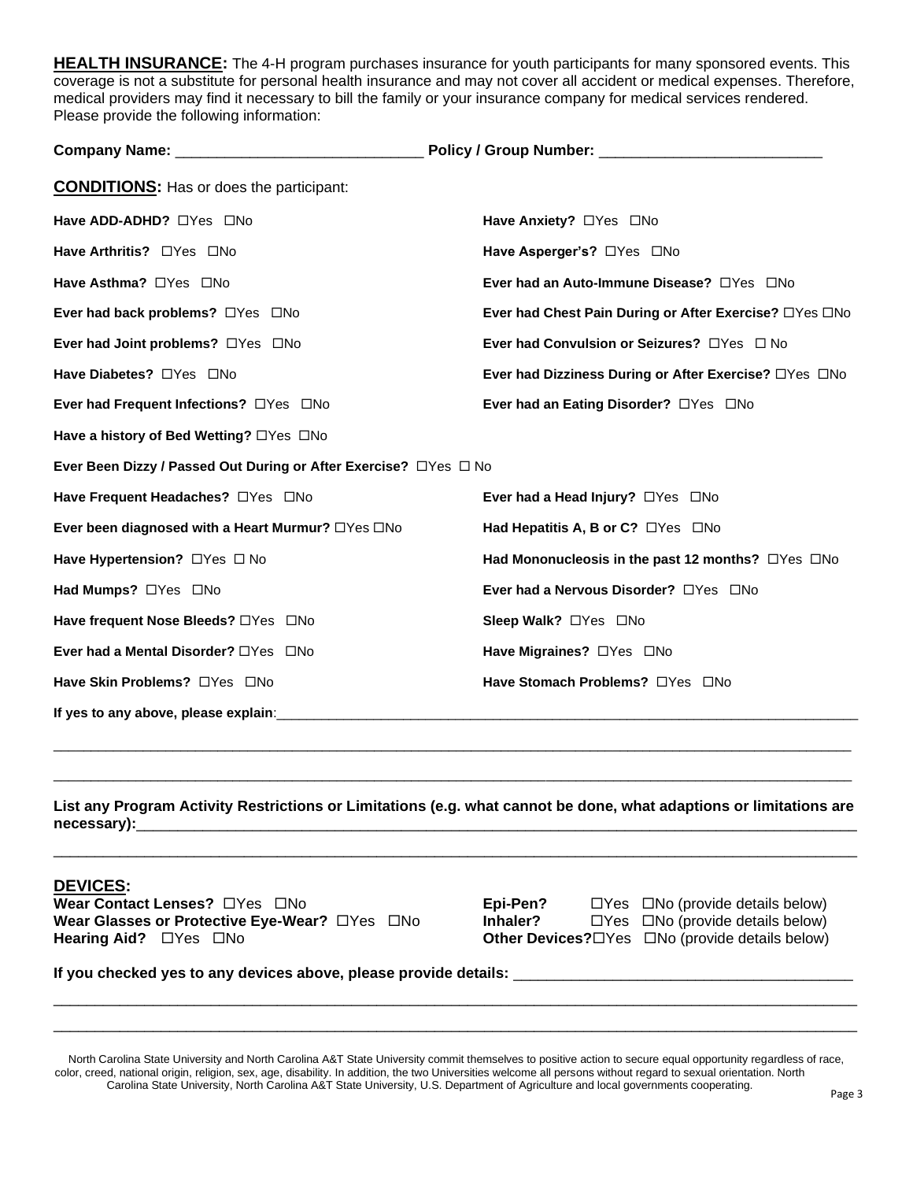**HEALTH INSURANCE:** The 4-H program purchases insurance for youth participants for many sponsored events. This coverage is not a substitute for personal health insurance and may not cover all accident or medical expenses. Therefore, medical providers may find it necessary to bill the family or your insurance company for medical services rendered. Please provide the following information:

**Company Name:** ______________________________ **Policy / Group Number:** ___________________________

**CONDITIONS:** Has or does the participant:

**Have ADD-ADHD?** ☐Yes ☐No

**Have Anxiety?** ☐Yes ☐No

**Have Arthritis?** ☐Yes ☐No

**Have Asperger's?** ☐Yes ☐No

**Have Asthma?** ☐Yes ☐No

**Ever had an Auto-Immune Disease?** ☐Yes ☐No

**Ever had back problems?** ☐Yes ☐No

**Ever had Chest Pain During or After Exercise?** ☐Yes ☐No

**Ever had Joint problems?** ☐Yes ☐No

**Ever had Convulsion or Seizures?** ☐Yes ☐ No

**Have Diabetes?** ☐Yes ☐No

**Ever had Dizziness During or After Exercise?** ☐Yes ☐No

**Ever had Frequent Infections?** ☐Yes ☐No

**Ever had an Eating Disorder?** ☐Yes ☐No

**Have a history of Bed Wetting?** ☐Yes ☐No

**Ever Been Dizzy / Passed Out During or After Exercise?** ☐Yes ☐ No

**Have Frequent Headaches?** ☐Yes ☐No

**Ever had a Head Injury?** ☐Yes ☐No

**Ever been diagnosed with a Heart Murmur?** ☐Yes ☐No

**Had Hepatitis A, B or C?** ☐Yes ☐No

**Have Hypertension?** ☐Yes ☐ No

**Had Mononucleosis in the past 12 months?** ☐Yes ☐No

**Had Mumps?** ☐Yes ☐No

**Ever had a Nervous Disorder?** ☐Yes ☐No

**Have frequent Nose Bleeds?** ☐Yes ☐No

**Sleep Walk?** ☐Yes ☐No

**Ever had a Mental Disorder?** ☐Yes ☐No

**Have Migraines?** ☐Yes ☐No

**Have Skin Problems?** ☐Yes ☐No

**Have Stomach Problems?** ☐Yes ☐No

**If yes to any above, please explain**:_________________________________________________________________________

_____________________________________________________________________________________________________

_____________________________________________________________________________________________________

**List any Program Activity Restrictions or Limitations (e.g. what cannot be done, what adaptions or limitations are necessary):**_____________________________________________________________________________________

_____________________________________________________________________________________________________

**DEVICES:**

**Wear Contact Lenses?** ☐Yes ☐No

**Wear Glasses or Protective Eye-Wear?** ☐Yes ☐No

**Hearing Aid?** ☐Yes ☐No

**Epi-Pen?** ☐Yes ☐No (provide details below)

**Inhaler?** ☐Yes ☐No (provide details below)

**Other Devices?**☐Yes ☐No (provide details below)

**If you checked yes to any devices above, please provide details:** ________________________________________

_____________________________________________________________________________________________________

_____________________________________________________________________________________________________

North Carolina State University and North Carolina A&T State University commit themselves to positive action to secure equal opportunity regardless of race, color, creed, national origin, religion, sex, age, disability. In addition, the two Universities welcome all persons without regard to sexual orientation. North Carolina State University, North Carolina A&T State University, U.S. Department of Agriculture and local governments cooperating.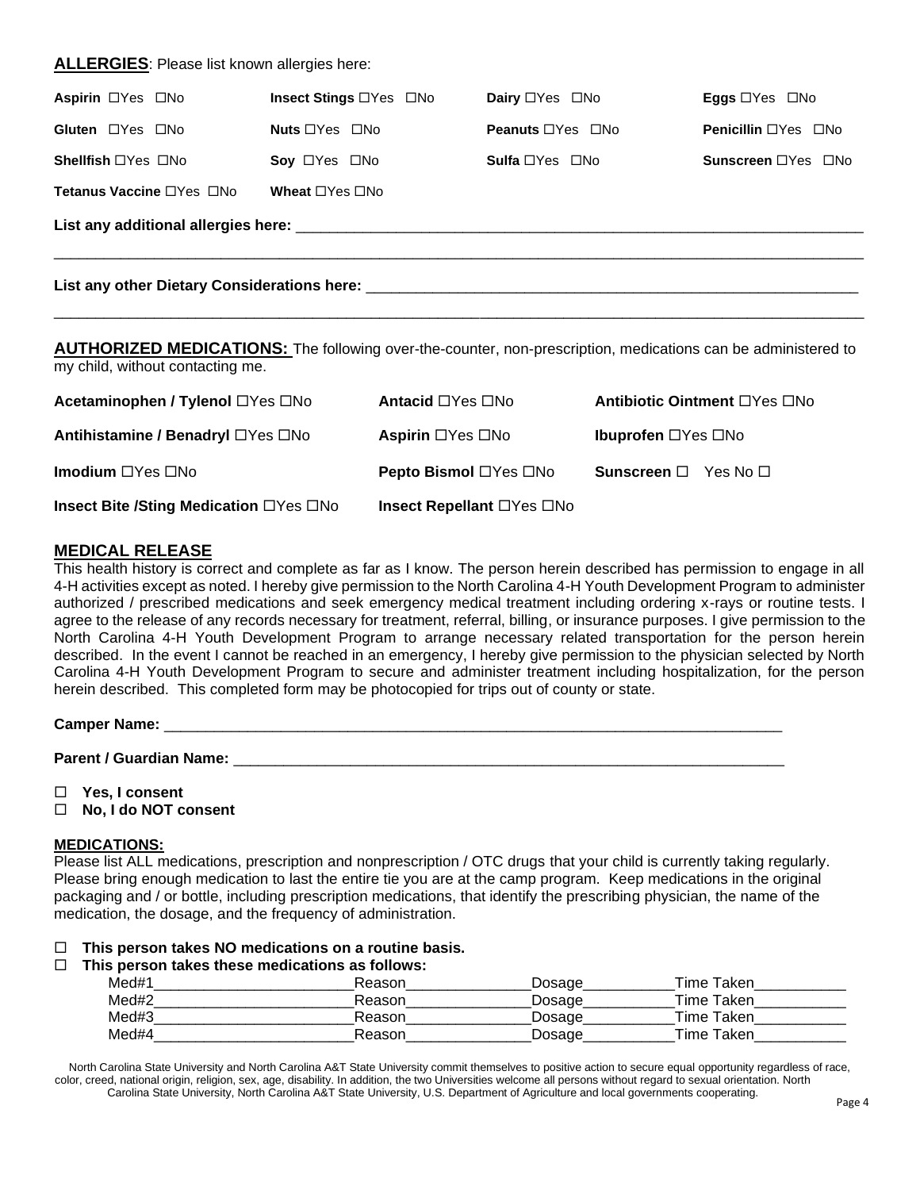**ALLERGIES**: Please list known allergies here:

| | | | |
|---|---|---|---|
| **Aspirin** ☐Yes ☐No | **Insect Stings** ☐Yes ☐No | **Dairy** ☐Yes ☐No | **Eggs** ☐Yes ☐No |
| **Gluten** ☐Yes ☐No | **Nuts** ☐Yes ☐No | **Peanuts** ☐Yes ☐No | **Penicillin** ☐Yes ☐No |
| **Shellfish** ☐Yes ☐No | **Soy** ☐Yes ☐No | **Sulfa** ☐Yes ☐No | **Sunscreen** ☐Yes ☐No |
| **Tetanus Vaccine** ☐Yes ☐No | **Wheat** ☐Yes ☐No | | |

**List any additional allergies here:** ____________________________________________

____________________________________________________________________________

**List any other Dietary Considerations here:** ______________________________________

____________________________________________________________________________

**AUTHORIZED MEDICATIONS:** The following over-the-counter, non-prescription, medications can be administered to my child, without contacting me.

| | | |
|---|---|---|
| **Acetaminophen / Tylenol** ☐Yes ☐No | **Antacid** ☐Yes ☐No | **Antibiotic Ointment** ☐Yes ☐No |
| **Antihistamine / Benadryl** ☐Yes ☐No | **Aspirin** ☐Yes ☐No | **Ibuprofen** ☐Yes ☐No |
| **Imodium** ☐Yes ☐No | **Pepto Bismol** ☐Yes ☐No | **Sunscreen** ☐ Yes No ☐ |
| **Insect Bite /Sting Medication** ☐Yes ☐No | **Insect Repellant** ☐Yes ☐No | |

## MEDICAL RELEASE

This health history is correct and complete as far as I know. The person herein described has permission to engage in all 4-H activities except as noted. I hereby give permission to the North Carolina 4-H Youth Development Program to administer authorized / prescribed medications and seek emergency medical treatment including ordering x-rays or routine tests. I agree to the release of any records necessary for treatment, referral, billing, or insurance purposes. I give permission to the North Carolina 4-H Youth Development Program to arrange necessary related transportation for the person herein described. In the event I cannot be reached in an emergency, I hereby give permission to the physician selected by North Carolina 4-H Youth Development Program to secure and administer treatment including hospitalization, for the person herein described. This completed form may be photocopied for trips out of county or state.

**Camper Name:** ______________________________________________________________

**Parent / Guardian Name:** _____________________________________________________

- ☐ **Yes, I consent**
- ☐ **No, I do NOT consent**

**MEDICATIONS:**

Please list ALL medications, prescription and nonprescription / OTC drugs that your child is currently taking regularly. Please bring enough medication to last the entire tie you are at the camp program. Keep medications in the original packaging and / or bottle, including prescription medications, that identify the prescribing physician, the name of the medication, the dosage, and the frequency of administration.

- ☐ **This person takes NO medications on a routine basis.**
- ☐ **This person takes these medications as follows:**

Med#1_____________________Reason_____________Dosage__________Time Taken__________
Med#2_____________________Reason_____________Dosage__________Time Taken__________
Med#3_____________________Reason_____________Dosage__________Time Taken__________
Med#4_____________________Reason_____________Dosage__________Time Taken__________

North Carolina State University and North Carolina A&T State University commit themselves to positive action to secure equal opportunity regardless of race, color, creed, national origin, religion, sex, age, disability. In addition, the two Universities welcome all persons without regard to sexual orientation. North Carolina State University, North Carolina A&T State University, U.S. Department of Agriculture and local governments cooperating.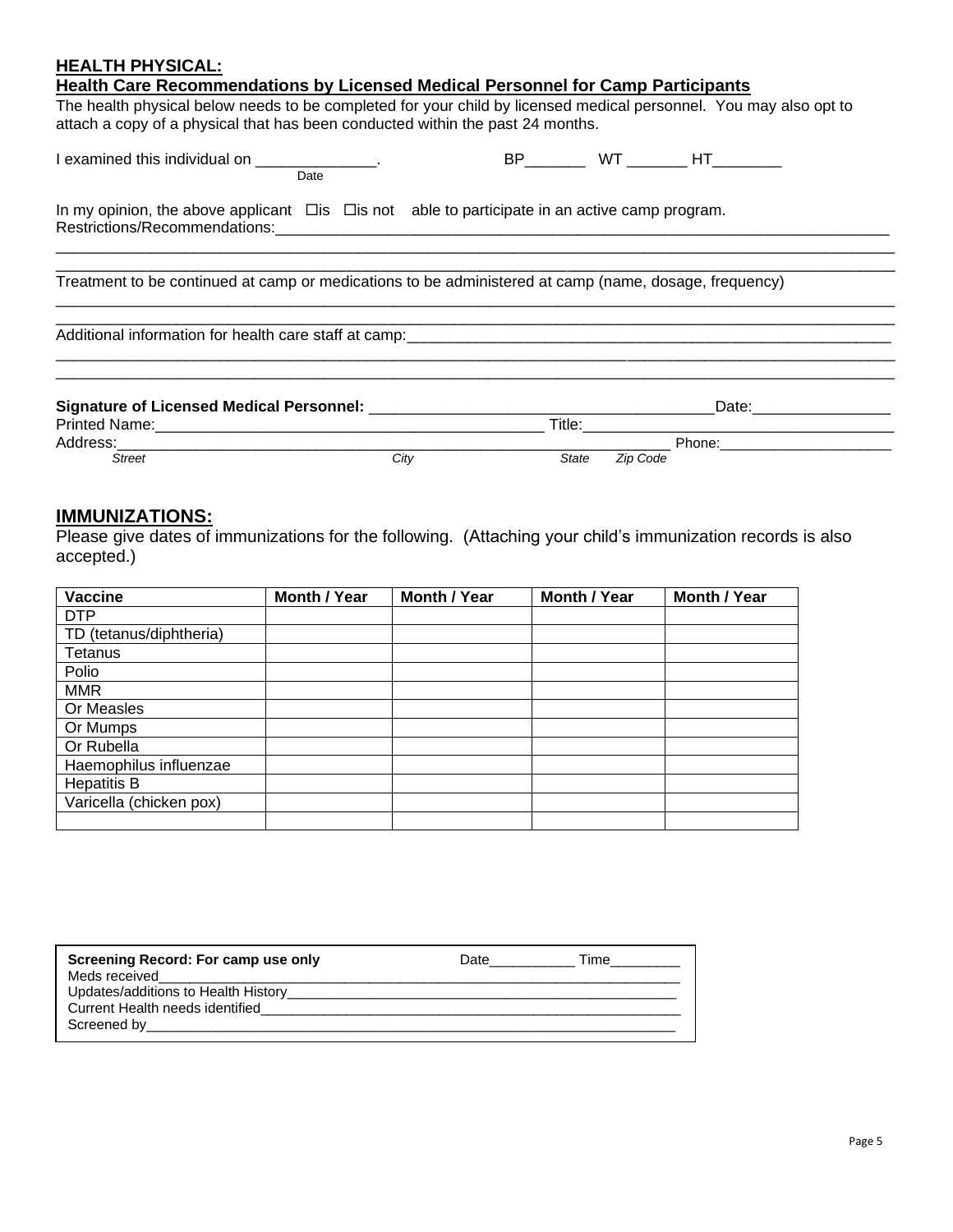## HEALTH PHYSICAL:

**Health Care Recommendations by Licensed Medical Personnel for Camp Participants**

The health physical below needs to be completed for your child by licensed medical personnel. You may also opt to attach a copy of a physical that has been conducted within the past 24 months.

I examined this individual on ______________. BP_______ WT _______ HT________
Date

In my opinion, the above applicant ☐is ☐is not able to participate in an active camp program.
Restrictions/Recommendations:___________________________________________________________________________

_____________________________________________________________________________________________

_____________________________________________________________________________________________

Treatment to be continued at camp or medications to be administered at camp (name, dosage, frequency)

_____________________________________________________________________________________________

_____________________________________________________________________________________________

Additional information for health care staff at camp:___________________________________________________________

_____________________________________________________________________________________________

_____________________________________________________________________________________________

**Signature of Licensed Medical Personnel:** ________________________________________Date:________________
Printed Name:_____________________________________________ Title:____________________________________
Address:_______________________________________________________________ Phone:____________________
*Street* *City* *State* *Zip Code*

## IMMUNIZATIONS:

Please give dates of immunizations for the following. (Attaching your child's immunization records is also accepted.)

| Vaccine | Month / Year | Month / Year | Month / Year | Month / Year |
|---|---|---|---|---|
| DTP | | | | |
| TD (tetanus/diphtheria) | | | | |
| Tetanus | | | | |
| Polio | | | | |
| MMR | | | | |
| Or Measles | | | | |
| Or Mumps | | | | |
| Or Rubella | | | | |
| Haemophilus influenzae | | | | |
| Hepatitis B | | | | |
| Varicella (chicken pox) | | | | |
| | | | | |

**Screening Record: For camp use only** Date___________ Time_________
Meds received_______________________________________________________________________
Updates/additions to Health History____________________________________________________
Current Health needs identified_______________________________________________________
Screened by_________________________________________________________________________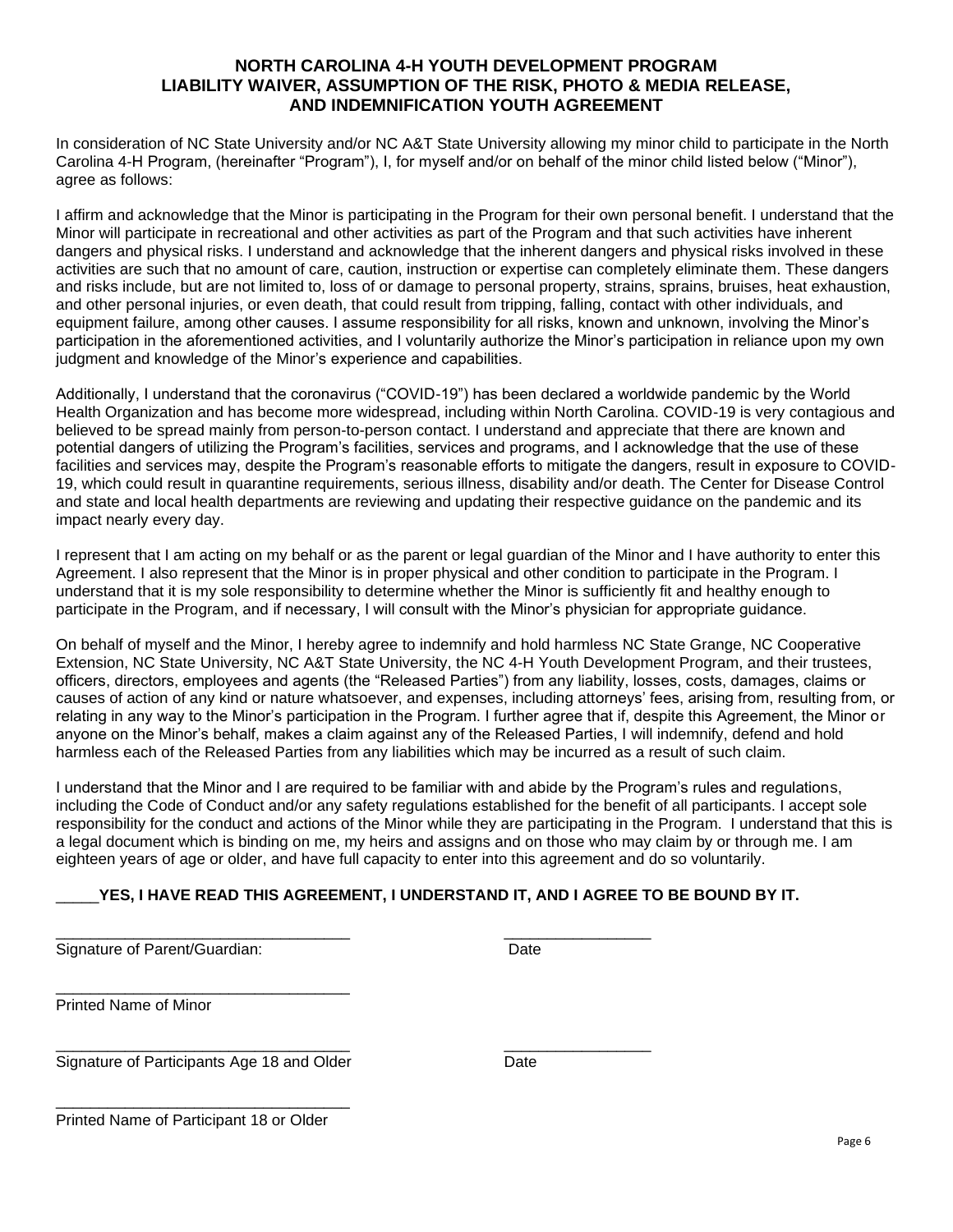# NORTH CAROLINA 4-H YOUTH DEVELOPMENT PROGRAM LIABILITY WAIVER, ASSUMPTION OF THE RISK, PHOTO & MEDIA RELEASE, AND INDEMNIFICATION YOUTH AGREEMENT

In consideration of NC State University and/or NC A&T State University allowing my minor child to participate in the North Carolina 4-H Program, (hereinafter "Program"), I, for myself and/or on behalf of the minor child listed below ("Minor"), agree as follows:

I affirm and acknowledge that the Minor is participating in the Program for their own personal benefit. I understand that the Minor will participate in recreational and other activities as part of the Program and that such activities have inherent dangers and physical risks. I understand and acknowledge that the inherent dangers and physical risks involved in these activities are such that no amount of care, caution, instruction or expertise can completely eliminate them. These dangers and risks include, but are not limited to, loss of or damage to personal property, strains, sprains, bruises, heat exhaustion, and other personal injuries, or even death, that could result from tripping, falling, contact with other individuals, and equipment failure, among other causes. I assume responsibility for all risks, known and unknown, involving the Minor's participation in the aforementioned activities, and I voluntarily authorize the Minor's participation in reliance upon my own judgment and knowledge of the Minor's experience and capabilities.

Additionally, I understand that the coronavirus ("COVID-19") has been declared a worldwide pandemic by the World Health Organization and has become more widespread, including within North Carolina. COVID-19 is very contagious and believed to be spread mainly from person-to-person contact. I understand and appreciate that there are known and potential dangers of utilizing the Program's facilities, services and programs, and I acknowledge that the use of these facilities and services may, despite the Program's reasonable efforts to mitigate the dangers, result in exposure to COVID-19, which could result in quarantine requirements, serious illness, disability and/or death. The Center for Disease Control and state and local health departments are reviewing and updating their respective guidance on the pandemic and its impact nearly every day.

I represent that I am acting on my behalf or as the parent or legal guardian of the Minor and I have authority to enter this Agreement. I also represent that the Minor is in proper physical and other condition to participate in the Program. I understand that it is my sole responsibility to determine whether the Minor is sufficiently fit and healthy enough to participate in the Program, and if necessary, I will consult with the Minor's physician for appropriate guidance.

On behalf of myself and the Minor, I hereby agree to indemnify and hold harmless NC State Grange, NC Cooperative Extension, NC State University, NC A&T State University, the NC 4-H Youth Development Program, and their trustees, officers, directors, employees and agents (the "Released Parties") from any liability, losses, costs, damages, claims or causes of action of any kind or nature whatsoever, and expenses, including attorneys' fees, arising from, resulting from, or relating in any way to the Minor's participation in the Program. I further agree that if, despite this Agreement, the Minor or anyone on the Minor's behalf, makes a claim against any of the Released Parties, I will indemnify, defend and hold harmless each of the Released Parties from any liabilities which may be incurred as a result of such claim.

I understand that the Minor and I are required to be familiar with and abide by the Program's rules and regulations, including the Code of Conduct and/or any safety regulations established for the benefit of all participants. I accept sole responsibility for the conduct and actions of the Minor while they are participating in the Program. I understand that this is a legal document which is binding on me, my heirs and assigns and on those who may claim by or through me. I am eighteen years of age or older, and have full capacity to enter into this agreement and do so voluntarily.

_____**YES, I HAVE READ THIS AGREEMENT, I UNDERSTAND IT, AND I AGREE TO BE BOUND BY IT.**

__________________________________ ________________
Signature of Parent/Guardian: Date

__________________________________
Printed Name of Minor

__________________________________ ________________
Signature of Participants Age 18 and Older Date

__________________________________
Printed Name of Participant 18 or Older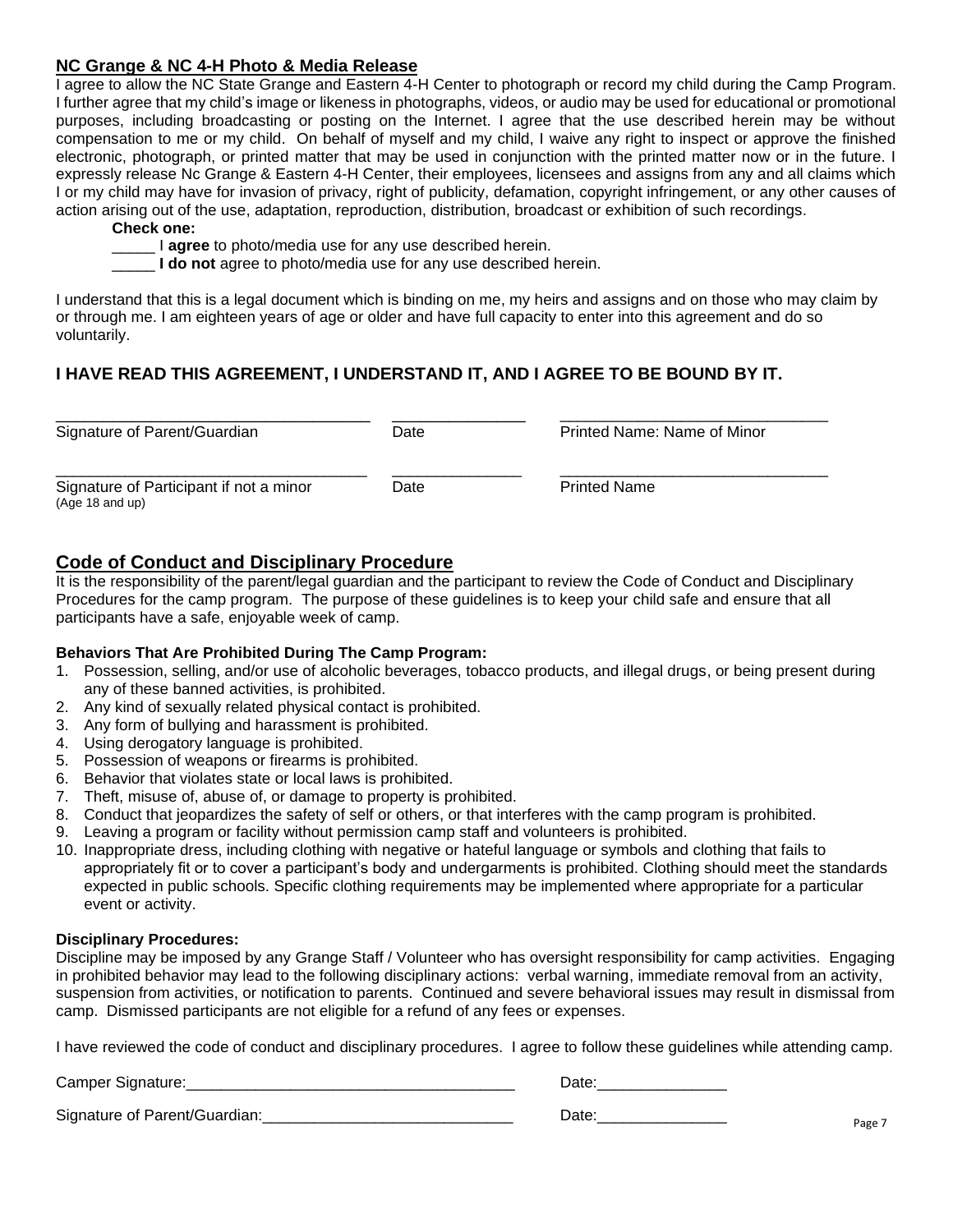## NC Grange & NC 4-H Photo & Media Release

I agree to allow the NC State Grange and Eastern 4-H Center to photograph or record my child during the Camp Program. I further agree that my child's image or likeness in photographs, videos, or audio may be used for educational or promotional purposes, including broadcasting or posting on the Internet. I agree that the use described herein may be without compensation to me or my child. On behalf of myself and my child, I waive any right to inspect or approve the finished electronic, photograph, or printed matter that may be used in conjunction with the printed matter now or in the future. I expressly release Nc Grange & Eastern 4-H Center, their employees, licensees and assigns from any and all claims which I or my child may have for invasion of privacy, right of publicity, defamation, copyright infringement, or any other causes of action arising out of the use, adaptation, reproduction, distribution, broadcast or exhibition of such recordings.

**Check one:**

_____ I **agree** to photo/media use for any use described herein.

_____ **I do not** agree to photo/media use for any use described herein.

I understand that this is a legal document which is binding on me, my heirs and assigns and on those who may claim by or through me. I am eighteen years of age or older and have full capacity to enter into this agreement and do so voluntarily.

### I HAVE READ THIS AGREEMENT, I UNDERSTAND IT, AND I AGREE TO BE BOUND BY IT.

_________________________________ Signature of Parent/Guardian

_____________ Date

_____________________________ Printed Name: Name of Minor

_________________________________ Signature of Participant if not a minor (Age 18 and up)

_____________ Date

_____________________________ Printed Name

## Code of Conduct and Disciplinary Procedure

It is the responsibility of the parent/legal guardian and the participant to review the Code of Conduct and Disciplinary Procedures for the camp program. The purpose of these guidelines is to keep your child safe and ensure that all participants have a safe, enjoyable week of camp.

**Behaviors That Are Prohibited During The Camp Program:**

1. Possession, selling, and/or use of alcoholic beverages, tobacco products, and illegal drugs, or being present during any of these banned activities, is prohibited.
2. Any kind of sexually related physical contact is prohibited.
3. Any form of bullying and harassment is prohibited.
4. Using derogatory language is prohibited.
5. Possession of weapons or firearms is prohibited.
6. Behavior that violates state or local laws is prohibited.
7. Theft, misuse of, abuse of, or damage to property is prohibited.
8. Conduct that jeopardizes the safety of self or others, or that interferes with the camp program is prohibited.
9. Leaving a program or facility without permission camp staff and volunteers is prohibited.
10. Inappropriate dress, including clothing with negative or hateful language or symbols and clothing that fails to appropriately fit or to cover a participant's body and undergarments is prohibited. Clothing should meet the standards expected in public schools. Specific clothing requirements may be implemented where appropriate for a particular event or activity.

**Disciplinary Procedures:**

Discipline may be imposed by any Grange Staff / Volunteer who has oversight responsibility for camp activities. Engaging in prohibited behavior may lead to the following disciplinary actions: verbal warning, immediate removal from an activity, suspension from activities, or notification to parents. Continued and severe behavioral issues may result in dismissal from camp. Dismissed participants are not eligible for a refund of any fees or expenses.

I have reviewed the code of conduct and disciplinary procedures. I agree to follow these guidelines while attending camp.

Camper Signature:_____________________________________ Date:_______________

Signature of Parent/Guardian:____________________________ Date:_______________